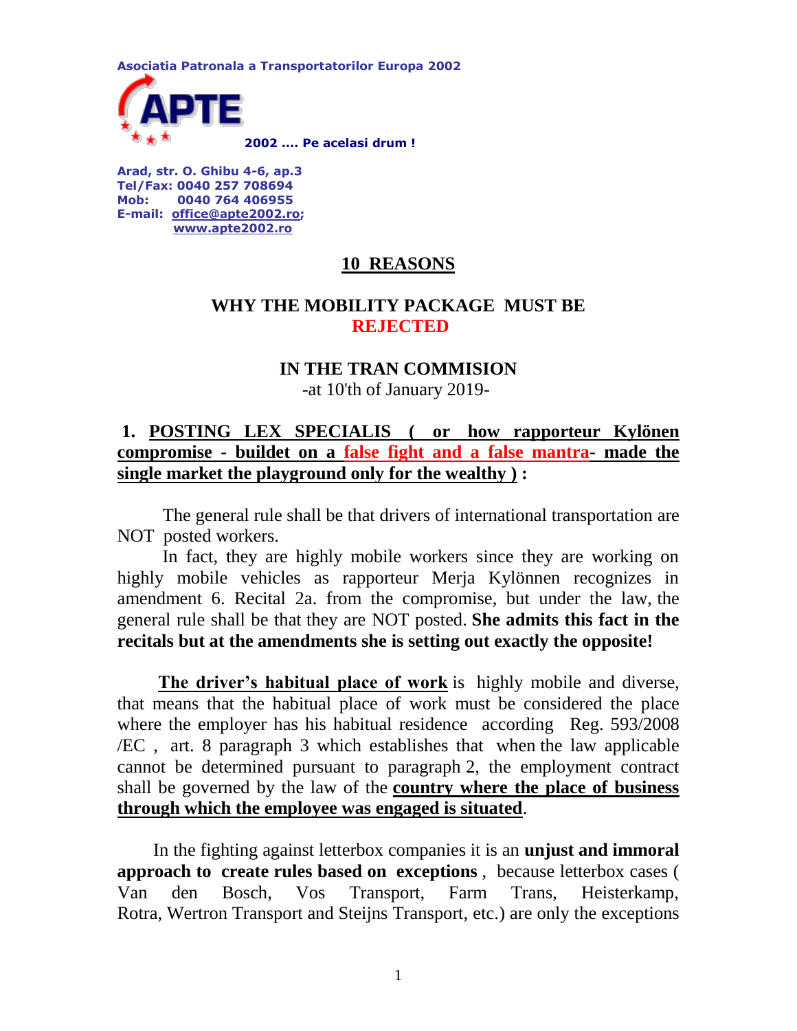Asociatia Patronala a Transportatorilor Europa 2002

APTE

2002 .... Pe acelasi drum !

Arad, str. O. Ghibu 4-6, ap.3
Tel/Fax: 0040 257 708694
Mob: 0040 764 406955
E-mail: office@apte2002.ro;
www.apte2002.ro

# 10 REASONS

## WHY THE MOBILITY PACKAGE MUST BE REJECTED

## IN THE TRAN COMMISION

-at 10'th of January 2019-

### 1. POSTING LEX SPECIALIS ( or how rapporteur Kylönen compromise - buildet on a false fight and a false mantra- made the single market the playground only for the wealthy ) :

The general rule shall be that drivers of international transportation are NOT posted workers.

In fact, they are highly mobile workers since they are working on highly mobile vehicles as rapporteur Merja Kylönnen recognizes in amendment 6. Recital 2a. from the compromise, but under the law, the general rule shall be that they are NOT posted. **She admits this fact in the recitals but at the amendments she is setting out exactly the opposite!**

**The driver's habitual place of work** is highly mobile and diverse, that means that the habitual place of work must be considered the place where the employer has his habitual residence according Reg. 593/2008 /EC , art. 8 paragraph 3 which establishes that when the law applicable cannot be determined pursuant to paragraph 2, the employment contract shall be governed by the law of the **country where the place of business through which the employee was engaged is situated**.

In the fighting against letterbox companies it is an **unjust and immoral approach to create rules based on exceptions** , because letterbox cases ( Van den Bosch, Vos Transport, Farm Trans, Heisterkamp, Rotra, Wertron Transport and Steijns Transport, etc.) are only the exceptions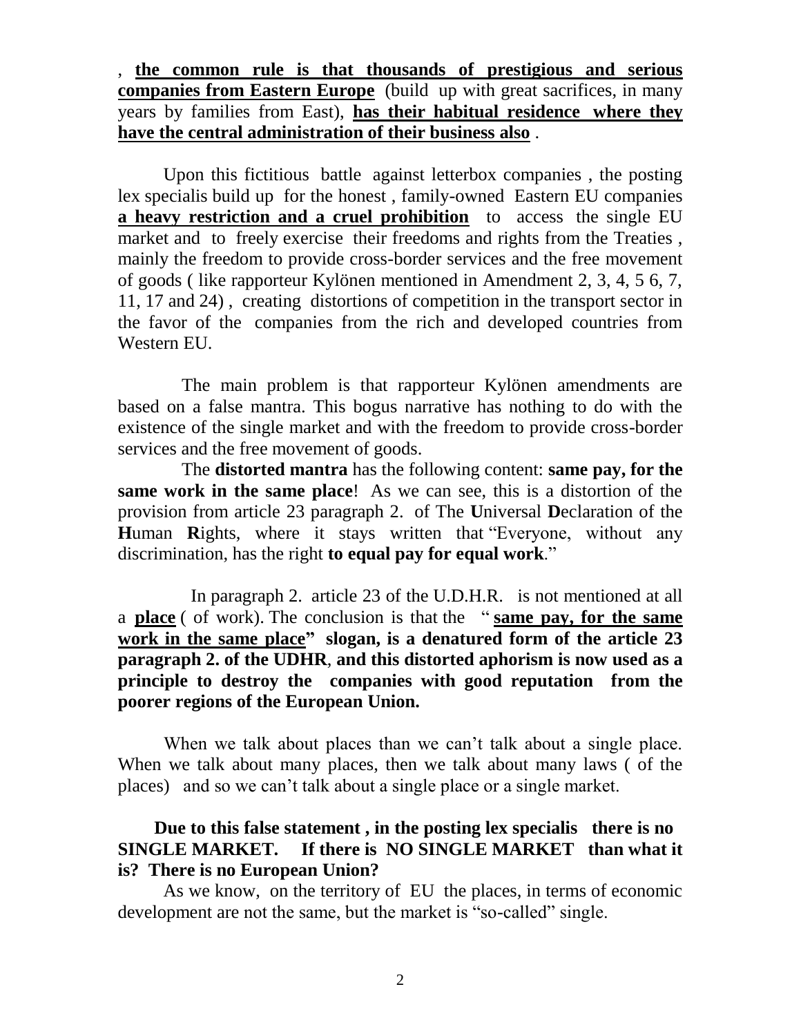, **the common rule is that thousands of prestigious and serious companies from Eastern Europe** (build up with great sacrifices, in many years by families from East), **has their habitual residence where they have the central administration of their business also** .

Upon this fictitious battle against letterbox companies , the posting lex specialis build up for the honest , family-owned Eastern EU companies **a heavy restriction and a cruel prohibition** to access the single EU market and to freely exercise their freedoms and rights from the Treaties , mainly the freedom to provide cross-border services and the free movement of goods ( like rapporteur Kylönen mentioned in Amendment 2, 3, 4, 5 6, 7, 11, 17 and 24) , creating distortions of competition in the transport sector in the favor of the companies from the rich and developed countries from Western EU.

The main problem is that rapporteur Kylönen amendments are based on a false mantra. This bogus narrative has nothing to do with the existence of the single market and with the freedom to provide cross-border services and the free movement of goods.

The **distorted mantra** has the following content: **same pay, for the same work in the same place**! As we can see, this is a distortion of the provision from article 23 paragraph 2. of The **U**niversal **D**eclaration of the **H**uman **R**ights, where it stays written that "Everyone, without any discrimination, has the right **to equal pay for equal work**."

In paragraph 2. article 23 of the U.D.H.R. is not mentioned at all a **place** ( of work). The conclusion is that the " **same pay, for the same work in the same place" slogan, is a denatured form of the article 23 paragraph 2. of the UDHR**, **and this distorted aphorism is now used as a principle to destroy the companies with good reputation from the poorer regions of the European Union.**

When we talk about places than we can't talk about a single place. When we talk about many places, then we talk about many laws ( of the places) and so we can't talk about a single place or a single market.

**Due to this false statement , in the posting lex specialis there is no SINGLE MARKET. If there is NO SINGLE MARKET than what it is? There is no European Union?**

As we know, on the territory of EU the places, in terms of economic development are not the same, but the market is "so-called" single.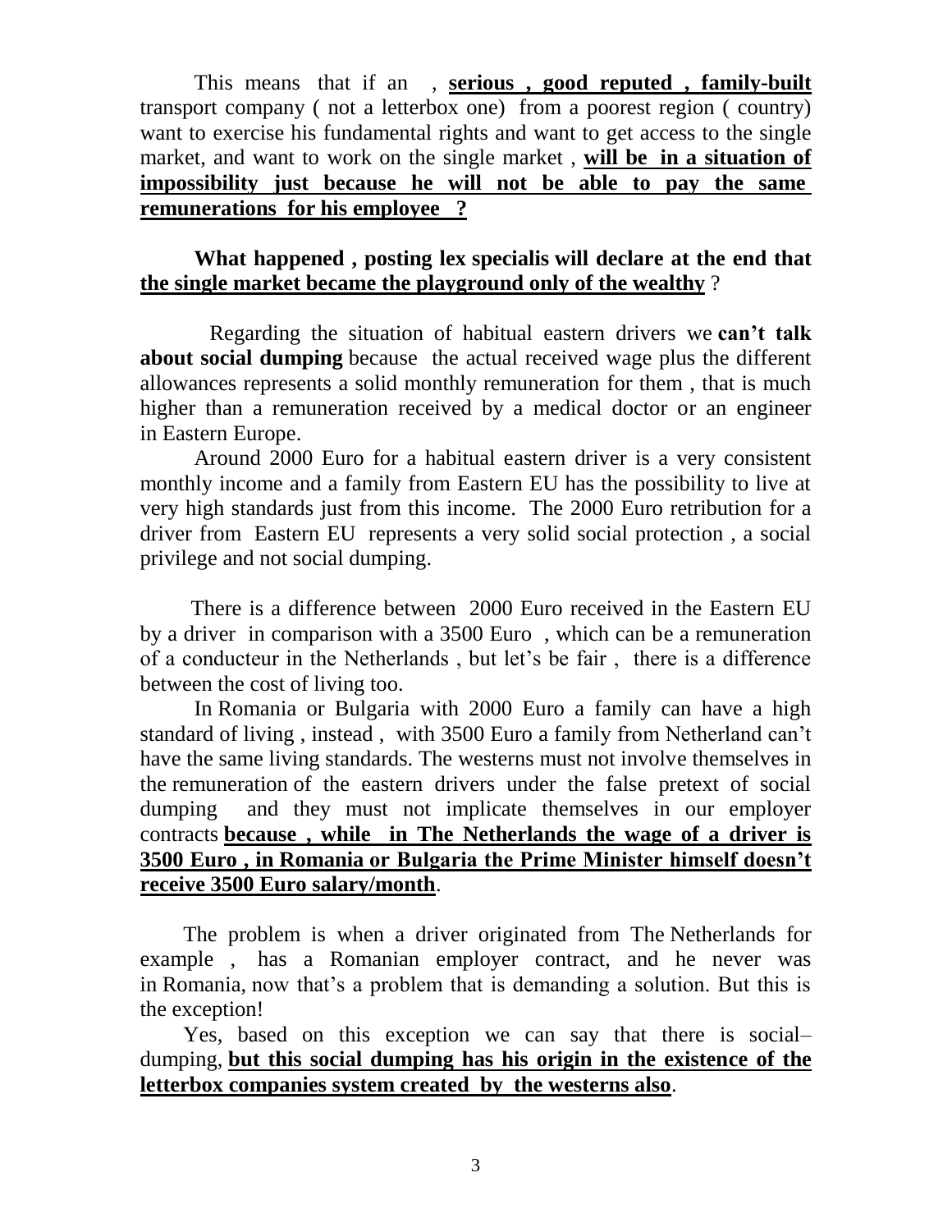This means that if an , **serious , good reputed , family-built** transport company ( not a letterbox one) from a poorest region ( country) want to exercise his fundamental rights and want to get access to the single market, and want to work on the single market , **will be in a situation of impossibility just because he will not be able to pay the same remunerations for his employee ?**

**What happened , posting lex specialis will declare at the end that the single market became the playground only of the wealthy** ?

Regarding the situation of habitual eastern drivers we **can't talk about social dumping** because the actual received wage plus the different allowances represents a solid monthly remuneration for them , that is much higher than a remuneration received by a medical doctor or an engineer in Eastern Europe.

Around 2000 Euro for a habitual eastern driver is a very consistent monthly income and a family from Eastern EU has the possibility to live at very high standards just from this income. The 2000 Euro retribution for a driver from Eastern EU represents a very solid social protection , a social privilege and not social dumping.

There is a difference between 2000 Euro received in the Eastern EU by a driver in comparison with a 3500 Euro , which can be a remuneration of a conducteur in the Netherlands , but let's be fair , there is a difference between the cost of living too.

In Romania or Bulgaria with 2000 Euro a family can have a high standard of living , instead , with 3500 Euro a family from Netherland can't have the same living standards. The westerns must not involve themselves in the remuneration of the eastern drivers under the false pretext of social dumping and they must not implicate themselves in our employer contracts **because , while in The Netherlands the wage of a driver is 3500 Euro , in Romania or Bulgaria the Prime Minister himself doesn't receive 3500 Euro salary/month**.

The problem is when a driver originated from The Netherlands for example , has a Romanian employer contract, and he never was in Romania, now that's a problem that is demanding a solution. But this is the exception!

Yes, based on this exception we can say that there is social–dumping, **but this social dumping has his origin in the existence of the letterbox companies system created by the westerns also**.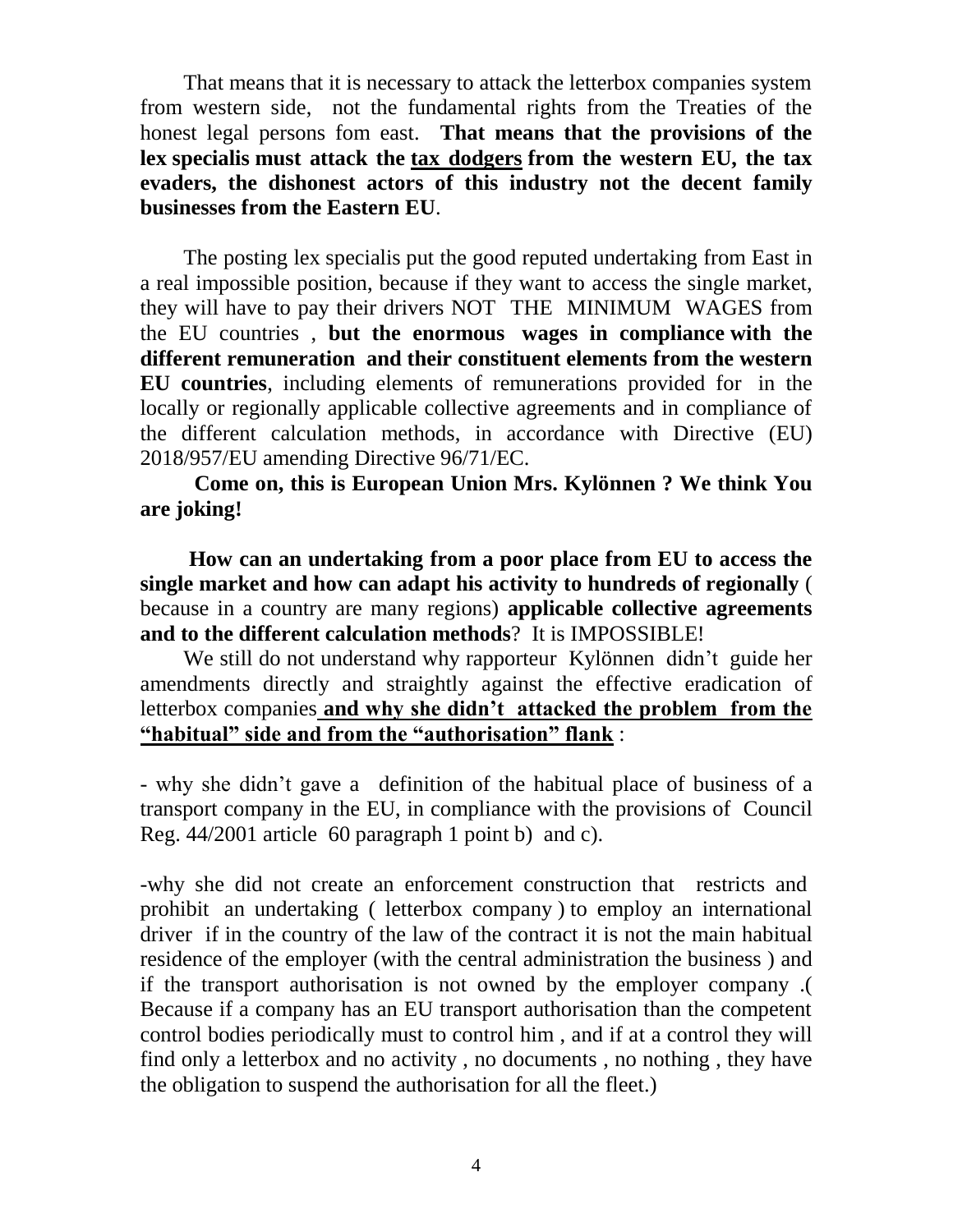That means that it is necessary to attack the letterbox companies system from western side, not the fundamental rights from the Treaties of the honest legal persons fom east. **That means that the provisions of the lex specialis must attack the tax dodgers from the western EU, the tax evaders, the dishonest actors of this industry not the decent family businesses from the Eastern EU**.

The posting lex specialis put the good reputed undertaking from East in a real impossible position, because if they want to access the single market, they will have to pay their drivers NOT THE MINIMUM WAGES from the EU countries , **but the enormous wages in compliance with the different remuneration and their constituent elements from the western EU countries**, including elements of remunerations provided for in the locally or regionally applicable collective agreements and in compliance of the different calculation methods, in accordance with Directive (EU) 2018/957/EU amending Directive 96/71/EC.

**Come on, this is European Union Mrs. Kylönnen ? We think You are joking!**

**How can an undertaking from a poor place from EU to access the single market and how can adapt his activity to hundreds of regionally** ( because in a country are many regions) **applicable collective agreements and to the different calculation methods**? It is IMPOSSIBLE!

We still do not understand why rapporteur Kylönnen didn't guide her amendments directly and straightly against the effective eradication of letterbox companies **and why she didn't attacked the problem from the "habitual" side and from the "authorisation" flank** :

- why she didn't gave a definition of the habitual place of business of a transport company in the EU, in compliance with the provisions of Council Reg. 44/2001 article 60 paragraph 1 point b) and c).

-why she did not create an enforcement construction that restricts and prohibit an undertaking ( letterbox company ) to employ an international driver if in the country of the law of the contract it is not the main habitual residence of the employer (with the central administration the business ) and if the transport authorisation is not owned by the employer company .( Because if a company has an EU transport authorisation than the competent control bodies periodically must to control him , and if at a control they will find only a letterbox and no activity , no documents , no nothing , they have the obligation to suspend the authorisation for all the fleet.)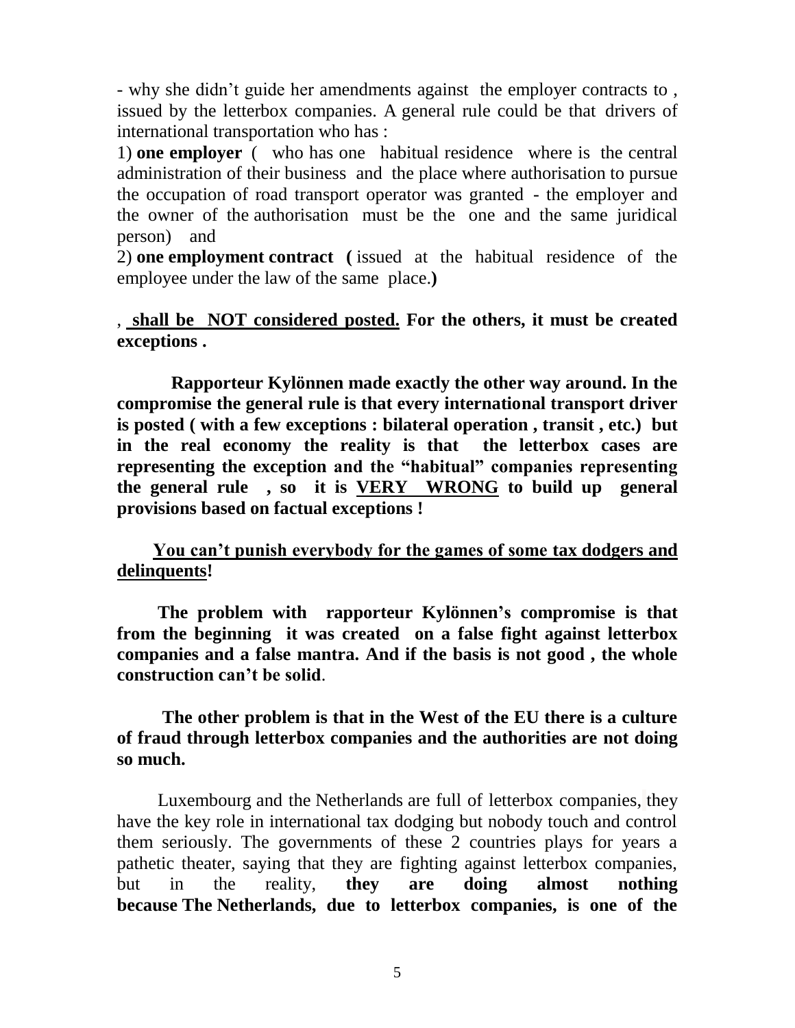- why she didn't guide her amendments against the employer contracts to , issued by the letterbox companies. A general rule could be that drivers of international transportation who has :

1) **one employer** ( who has one habitual residence where is the central administration of their business and the place where authorisation to pursue the occupation of road transport operator was granted - the employer and the owner of the authorisation must be the one and the same juridical person) and

2) **one employment contract (** issued at the habitual residence of the employee under the law of the same place.**)**

, <u>**shall be NOT considered posted.**</u> **For the others, it must be created exceptions .**

**Rapporteur Kylönnen made exactly the other way around. In the compromise the general rule is that every international transport driver is posted ( with a few exceptions : bilateral operation , transit , etc.) but in the real economy the reality is that the letterbox cases are representing the exception and the "habitual" companies representing the general rule , so it is <u>VERY WRONG</u> to build up general provisions based on factual exceptions !**

<u>**You can't punish everybody for the games of some tax dodgers and delinquents**</u>**!**

**The problem with rapporteur Kylönnen's compromise is that from the beginning it was created on a false fight against letterbox companies and a false mantra. And if the basis is not good , the whole construction can't be solid**.

**The other problem is that in the West of the EU there is a culture of fraud through letterbox companies and the authorities are not doing so much.**

Luxembourg and the Netherlands are full of letterbox companies, they have the key role in international tax dodging but nobody touch and control them seriously. The governments of these 2 countries plays for years a pathetic theater, saying that they are fighting against letterbox companies, but in the reality, **they are doing almost nothing because The Netherlands, due to letterbox companies, is one of the**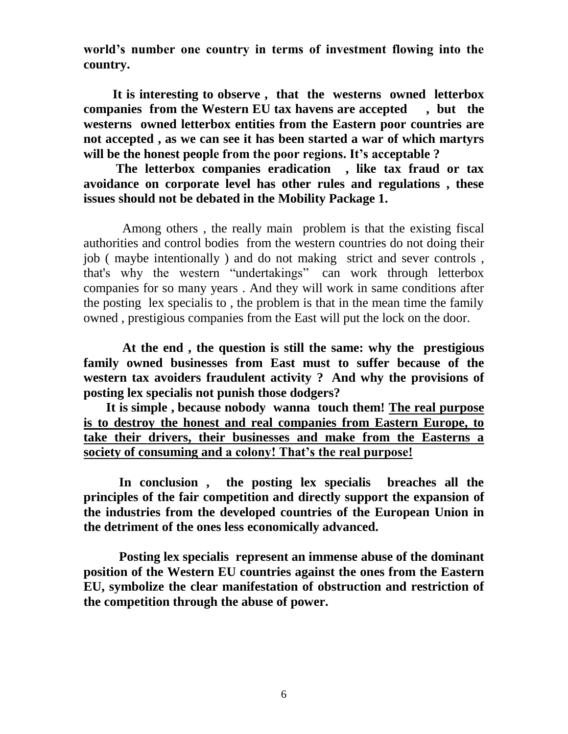**world's number one country in terms of investment flowing into the country.**

**It is interesting to observe , that the westerns owned letterbox companies from the Western EU tax havens are accepted , but the westerns owned letterbox entities from the Eastern poor countries are not accepted , as we can see it has been started a war of which martyrs will be the honest people from the poor regions. It's acceptable ?**

**The letterbox companies eradication , like tax fraud or tax avoidance on corporate level has other rules and regulations , these issues should not be debated in the Mobility Package 1.**

Among others , the really main problem is that the existing fiscal authorities and control bodies from the western countries do not doing their job ( maybe intentionally ) and do not making strict and sever controls , that's why the western "undertakings" can work through letterbox companies for so many years . And they will work in same conditions after the posting lex specialis to , the problem is that in the mean time the family owned , prestigious companies from the East will put the lock on the door.

**At the end , the question is still the same: why the prestigious family owned businesses from East must to suffer because of the western tax avoiders fraudulent activity ? And why the provisions of posting lex specialis not punish those dodgers?**

**It is simple , because nobody wanna touch them! <u>The real purpose is to destroy the honest and real companies from Eastern Europe, to take their drivers, their businesses and make from the Easterns a society of consuming and a colony! That's the real purpose!</u>**

**In conclusion , the posting lex specialis breaches all the principles of the fair competition and directly support the expansion of the industries from the developed countries of the European Union in the detriment of the ones less economically advanced.**

**Posting lex specialis represent an immense abuse of the dominant position of the Western EU countries against the ones from the Eastern EU, symbolize the clear manifestation of obstruction and restriction of the competition through the abuse of power.**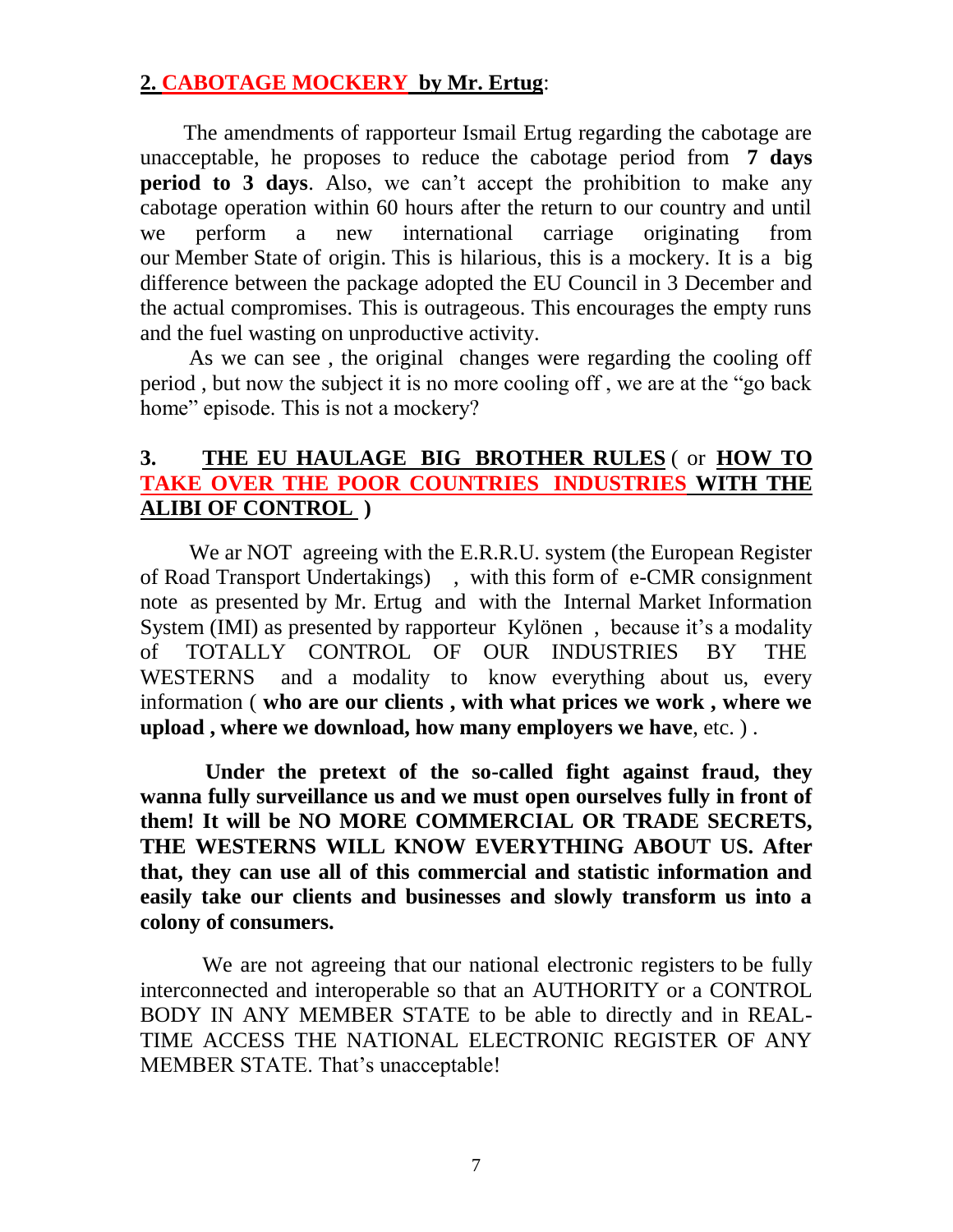## **2. CABOTAGE MOCKERY by Mr. Ertug**:

The amendments of rapporteur Ismail Ertug regarding the cabotage are unacceptable, he proposes to reduce the cabotage period from **7 days period to 3 days**. Also, we can't accept the prohibition to make any cabotage operation within 60 hours after the return to our country and until we perform a new international carriage originating from our Member State of origin. This is hilarious, this is a mockery. It is a big difference between the package adopted the EU Council in 3 December and the actual compromises. This is outrageous. This encourages the empty runs and the fuel wasting on unproductive activity.

As we can see , the original changes were regarding the cooling off period , but now the subject it is no more cooling off , we are at the "go back home" episode. This is not a mockery?

## **3. THE EU HAULAGE BIG BROTHER RULES** ( or **HOW TO TAKE OVER THE POOR COUNTRIES INDUSTRIES WITH THE ALIBI OF CONTROL** )

We ar NOT agreeing with the E.R.R.U. system (the European Register of Road Transport Undertakings) , with this form of e-CMR consignment note as presented by Mr. Ertug and with the Internal Market Information System (IMI) as presented by rapporteur Kylönen , because it's a modality of TOTALLY CONTROL OF OUR INDUSTRIES BY THE WESTERNS and a modality to know everything about us, every information ( **who are our clients , with what prices we work , where we upload , where we download, how many employers we have**, etc. ) .

**Under the pretext of the so-called fight against fraud, they wanna fully surveillance us and we must open ourselves fully in front of them! It will be NO MORE COMMERCIAL OR TRADE SECRETS, THE WESTERNS WILL KNOW EVERYTHING ABOUT US. After that, they can use all of this commercial and statistic information and easily take our clients and businesses and slowly transform us into a colony of consumers.**

We are not agreeing that our national electronic registers to be fully interconnected and interoperable so that an AUTHORITY or a CONTROL BODY IN ANY MEMBER STATE to be able to directly and in REAL-TIME ACCESS THE NATIONAL ELECTRONIC REGISTER OF ANY MEMBER STATE. That's unacceptable!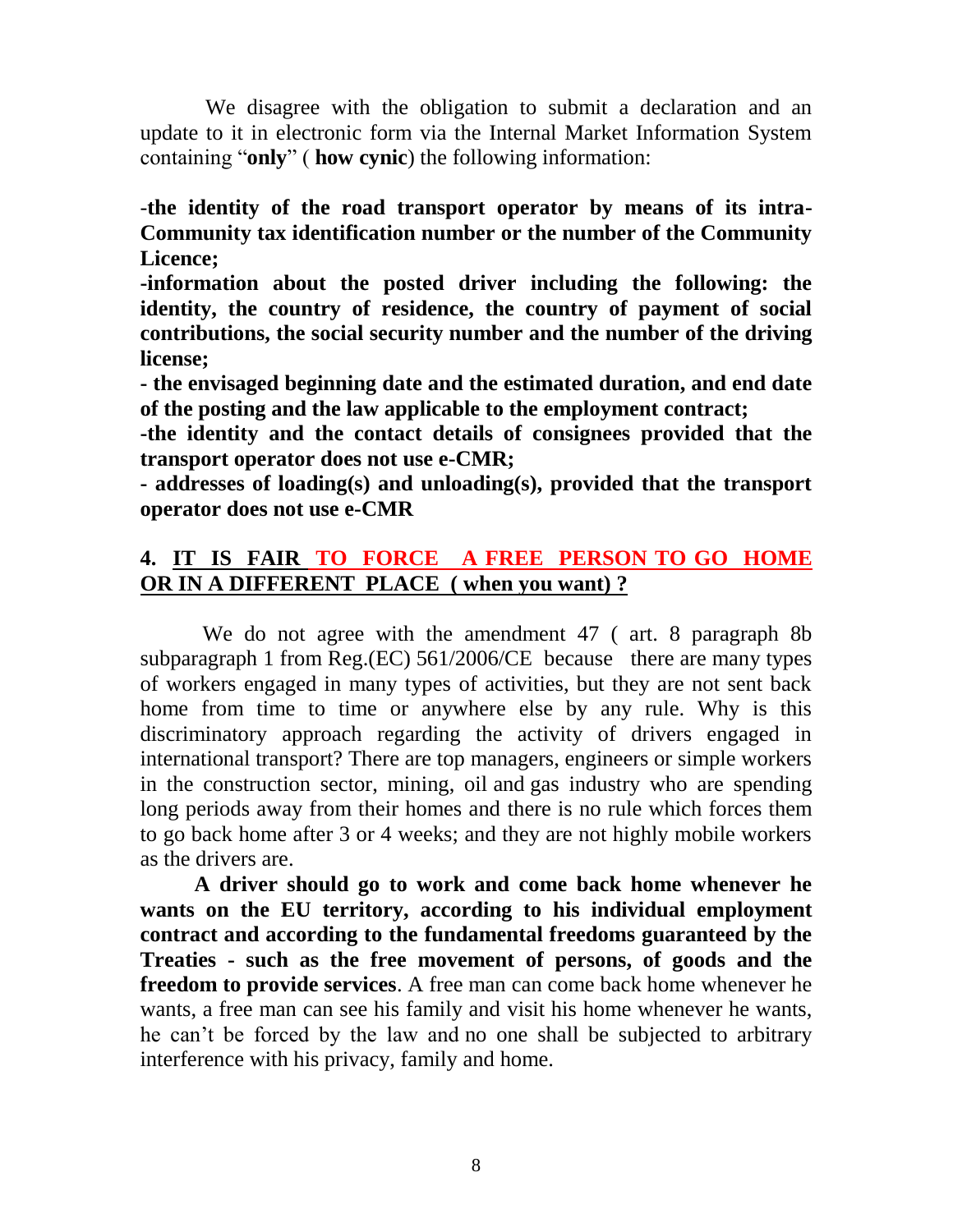We disagree with the obligation to submit a declaration and an update to it in electronic form via the Internal Market Information System containing "**only**" ( **how cynic**) the following information:

**-the identity of the road transport operator by means of its intra-Community tax identification number or the number of the Community Licence;**

**-information about the posted driver including the following: the identity, the country of residence, the country of payment of social contributions, the social security number and the number of the driving license;**

**- the envisaged beginning date and the estimated duration, and end date of the posting and the law applicable to the employment contract;**

**-the identity and the contact details of consignees provided that the transport operator does not use e-CMR;**

**- addresses of loading(s) and unloading(s), provided that the transport operator does not use e-CMR**

## 4. IT IS FAIR TO FORCE A FREE PERSON TO GO HOME OR IN A DIFFERENT PLACE ( when you want) ?

We do not agree with the amendment 47 ( art. 8 paragraph 8b subparagraph 1 from Reg.(EC) 561/2006/CE because there are many types of workers engaged in many types of activities, but they are not sent back home from time to time or anywhere else by any rule. Why is this discriminatory approach regarding the activity of drivers engaged in international transport? There are top managers, engineers or simple workers in the construction sector, mining, oil and gas industry who are spending long periods away from their homes and there is no rule which forces them to go back home after 3 or 4 weeks; and they are not highly mobile workers as the drivers are.

**A driver should go to work and come back home whenever he wants on the EU territory, according to his individual employment contract and according to the fundamental freedoms guaranteed by the Treaties - such as the free movement of persons, of goods and the freedom to provide services**. A free man can come back home whenever he wants, a free man can see his family and visit his home whenever he wants, he can't be forced by the law and no one shall be subjected to arbitrary interference with his privacy, family and home.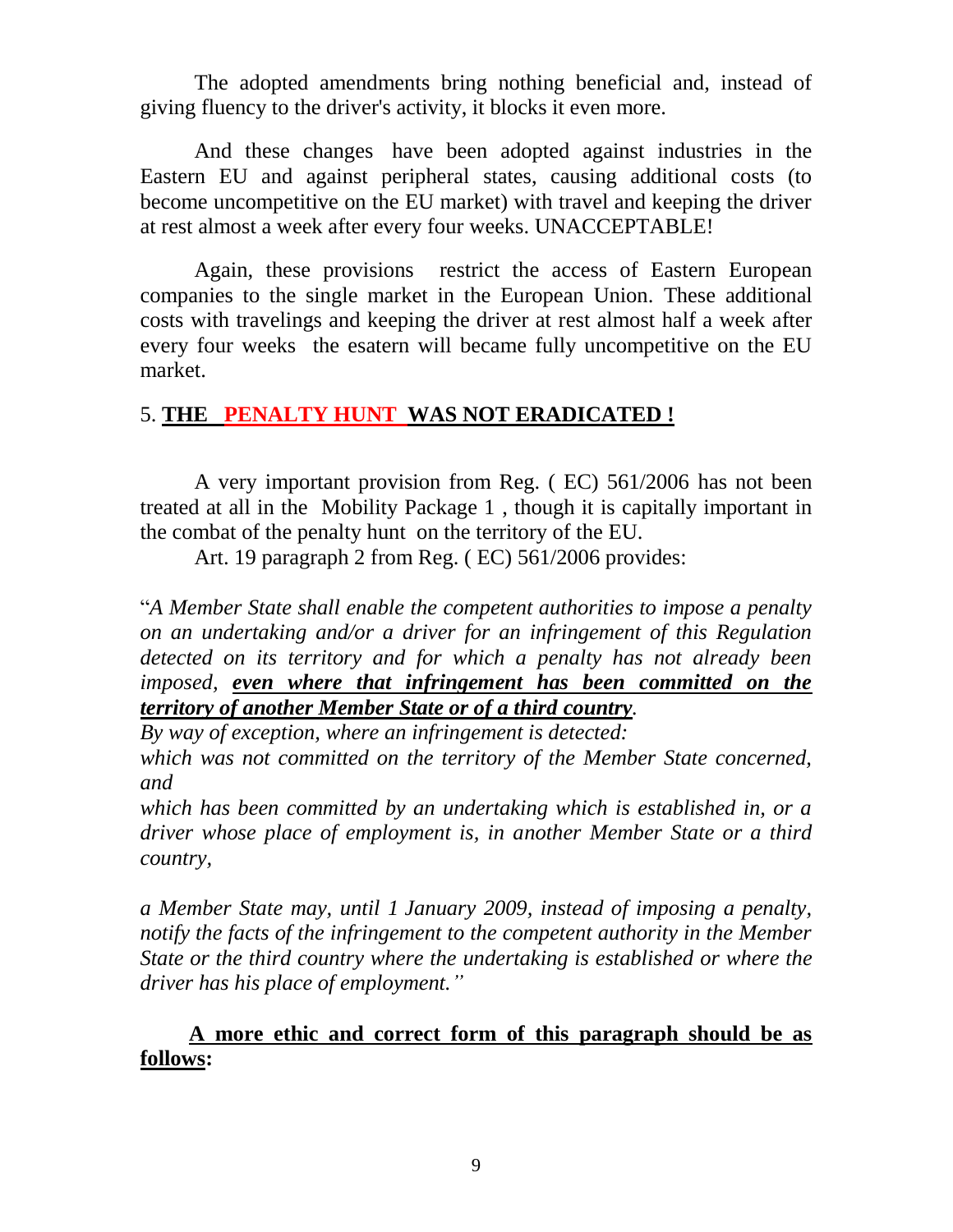The adopted amendments bring nothing beneficial and, instead of giving fluency to the driver's activity, it blocks it even more.

And these changes have been adopted against industries in the Eastern EU and against peripheral states, causing additional costs (to become uncompetitive on the EU market) with travel and keeping the driver at rest almost a week after every four weeks. UNACCEPTABLE!

Again, these provisions restrict the access of Eastern European companies to the single market in the European Union. These additional costs with travelings and keeping the driver at rest almost half a week after every four weeks the esatern will became fully uncompetitive on the EU market.

## 5. **THE PENALTY HUNT WAS NOT ERADICATED !**

A very important provision from Reg. ( EC) 561/2006 has not been treated at all in the Mobility Package 1 , though it is capitally important in the combat of the penalty hunt on the territory of the EU.

Art. 19 paragraph 2 from Reg. ( EC) 561/2006 provides:

"*A Member State shall enable the competent authorities to impose a penalty on an undertaking and/or a driver for an infringement of this Regulation detected on its territory and for which a penalty has not already been imposed, **even where that infringement has been committed on the territory of another Member State or of a third country**.*

*By way of exception, where an infringement is detected:*

*which was not committed on the territory of the Member State concerned, and*

*which has been committed by an undertaking which is established in, or a driver whose place of employment is, in another Member State or a third country,*

*a Member State may, until 1 January 2009, instead of imposing a penalty, notify the facts of the infringement to the competent authority in the Member State or the third country where the undertaking is established or where the driver has his place of employment.*"

**A more ethic and correct form of this paragraph should be as follows:**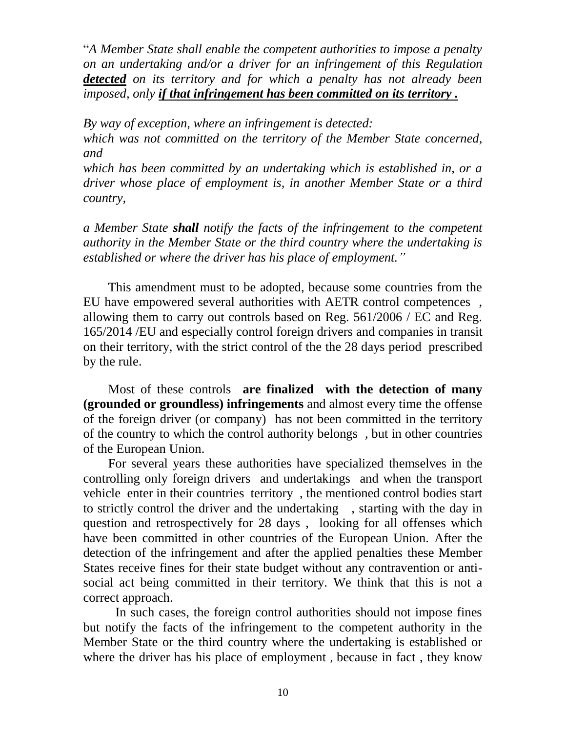"*A Member State shall enable the competent authorities to impose a penalty on an undertaking and/or a driver for an infringement of this Regulation **detected** on its territory and for which a penalty has not already been imposed, only **if that infringement has been committed on its territory .***

*By way of exception, where an infringement is detected:*
*which was not committed on the territory of the Member State concerned, and*
*which has been committed by an undertaking which is established in, or a driver whose place of employment is, in another Member State or a third country,*

*a Member State **shall** notify the facts of the infringement to the competent authority in the Member State or the third country where the undertaking is established or where the driver has his place of employment."*

This amendment must to be adopted, because some countries from the EU have empowered several authorities with AETR control competences , allowing them to carry out controls based on Reg. 561/2006 / EC and Reg. 165/2014 /EU and especially control foreign drivers and companies in transit on their territory, with the strict control of the the 28 days period prescribed by the rule.

Most of these controls **are finalized with the detection of many (grounded or groundless) infringements** and almost every time the offense of the foreign driver (or company) has not been committed in the territory of the country to which the control authority belongs , but in other countries of the European Union.

For several years these authorities have specialized themselves in the controlling only foreign drivers and undertakings and when the transport vehicle enter in their countries territory , the mentioned control bodies start to strictly control the driver and the undertaking , starting with the day in question and retrospectively for 28 days , looking for all offenses which have been committed in other countries of the European Union. After the detection of the infringement and after the applied penalties these Member States receive fines for their state budget without any contravention or anti-social act being committed in their territory. We think that this is not a correct approach.

In such cases, the foreign control authorities should not impose fines but notify the facts of the infringement to the competent authority in the Member State or the third country where the undertaking is established or where the driver has his place of employment , because in fact , they know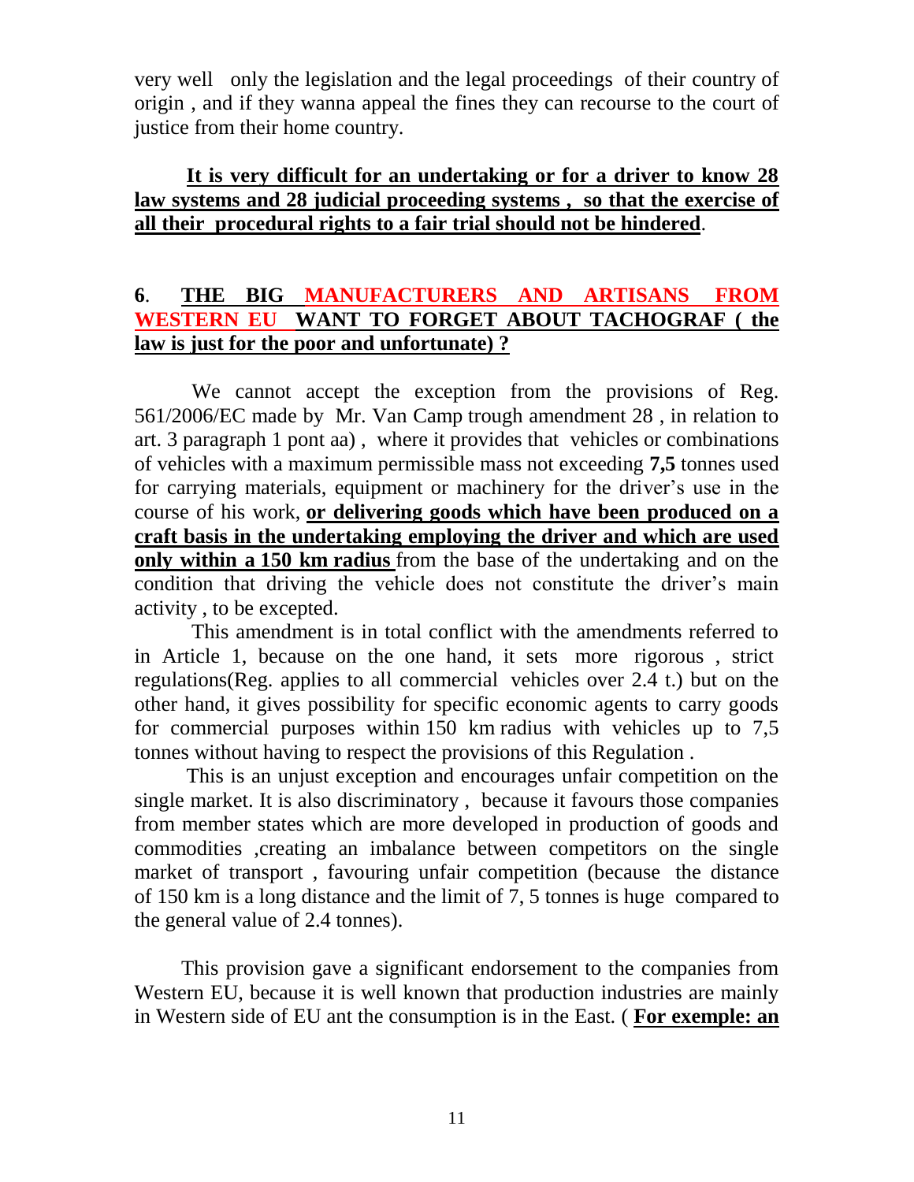very well only the legislation and the legal proceedings of their country of origin , and if they wanna appeal the fines they can recourse to the court of justice from their home country.

**It is very difficult for an undertaking or for a driver to know 28 law systems and 28 judicial proceeding systems , so that the exercise of all their procedural rights to a fair trial should not be hindered**.

## 6. THE BIG MANUFACTURERS AND ARTISANS FROM WESTERN EU WANT TO FORGET ABOUT TACHOGRAF ( the law is just for the poor and unfortunate) ?

We cannot accept the exception from the provisions of Reg. 561/2006/EC made by Mr. Van Camp trough amendment 28 , in relation to art. 3 paragraph 1 pont aa) , where it provides that vehicles or combinations of vehicles with a maximum permissible mass not exceeding **7,5** tonnes used for carrying materials, equipment or machinery for the driver's use in the course of his work, **or delivering goods which have been produced on a craft basis in the undertaking employing the driver and which are used only within a 150 km radius** from the base of the undertaking and on the condition that driving the vehicle does not constitute the driver's main activity , to be excepted.

This amendment is in total conflict with the amendments referred to in Article 1, because on the one hand, it sets more rigorous , strict regulations(Reg. applies to all commercial vehicles over 2.4 t.) but on the other hand, it gives possibility for specific economic agents to carry goods for commercial purposes within 150 km radius with vehicles up to 7,5 tonnes without having to respect the provisions of this Regulation .

This is an unjust exception and encourages unfair competition on the single market. It is also discriminatory , because it favours those companies from member states which are more developed in production of goods and commodities ,creating an imbalance between competitors on the single market of transport , favouring unfair competition (because the distance of 150 km is a long distance and the limit of 7, 5 tonnes is huge compared to the general value of 2.4 tonnes).

This provision gave a significant endorsement to the companies from Western EU, because it is well known that production industries are mainly in Western side of EU ant the consumption is in the East. ( **For exemple: an**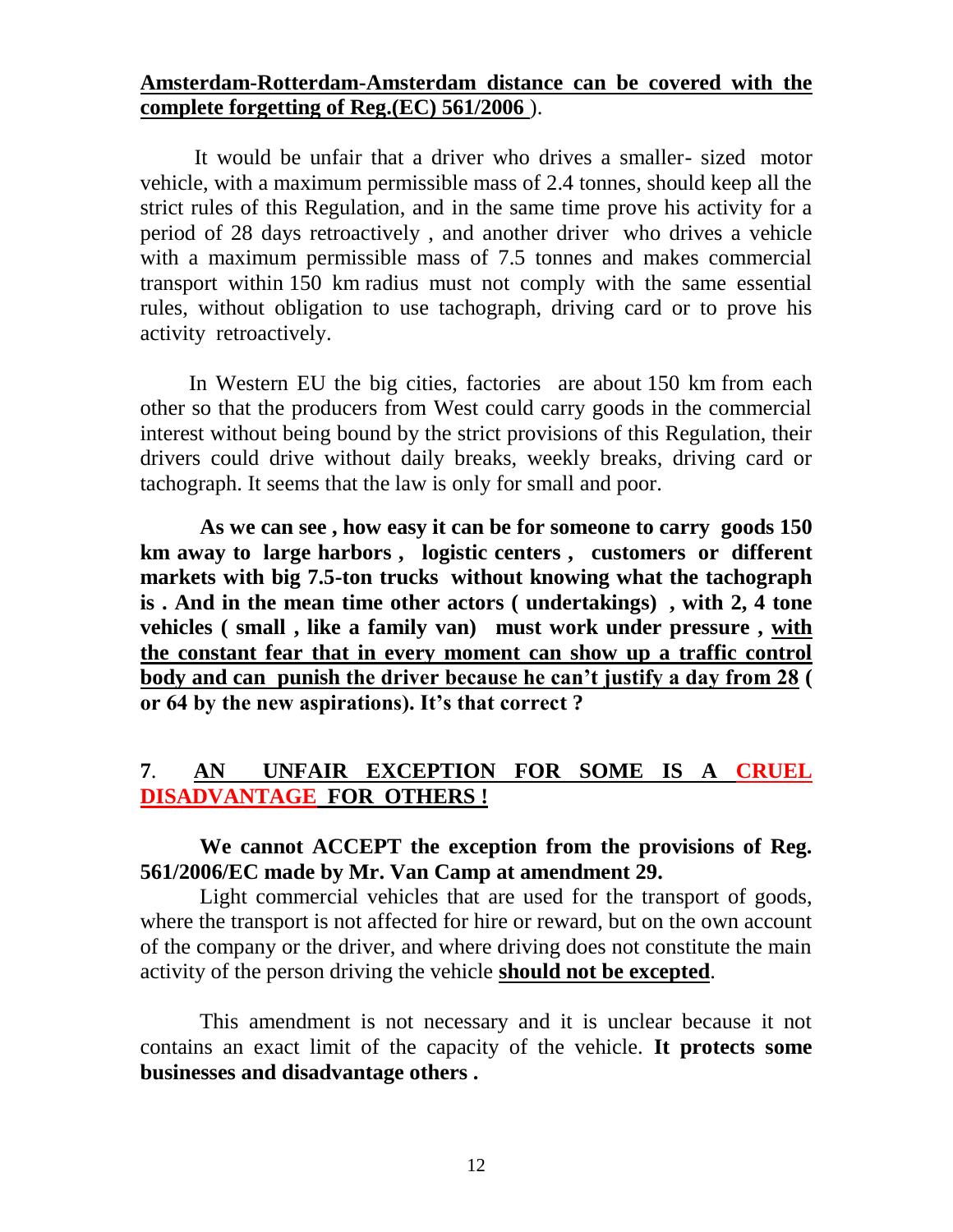**<u>Amsterdam-Rotterdam-Amsterdam distance can be covered with the complete forgetting of Reg.(EC) 561/2006</u>** ).

It would be unfair that a driver who drives a smaller- sized motor vehicle, with a maximum permissible mass of 2.4 tonnes, should keep all the strict rules of this Regulation, and in the same time prove his activity for a period of 28 days retroactively , and another driver who drives a vehicle with a maximum permissible mass of 7.5 tonnes and makes commercial transport within 150 km radius must not comply with the same essential rules, without obligation to use tachograph, driving card or to prove his activity retroactively.

In Western EU the big cities, factories are about 150 km from each other so that the producers from West could carry goods in the commercial interest without being bound by the strict provisions of this Regulation, their drivers could drive without daily breaks, weekly breaks, driving card or tachograph. It seems that the law is only for small and poor.

**As we can see , how easy it can be for someone to carry goods 150 km away to large harbors , logistic centers , customers or different markets with big 7.5-ton trucks without knowing what the tachograph is . And in the mean time other actors ( undertakings) , with 2, 4 tone vehicles ( small , like a family van) must work under pressure , <u>with the constant fear that in every moment can show up a traffic control body and can punish the driver because he can't justify a day from 28</u> ( or 64 by the new aspirations). It's that correct ?**

## 7. <u>AN UNFAIR EXCEPTION FOR SOME IS A CRUEL DISADVANTAGE FOR OTHERS !</u>

**We cannot ACCEPT the exception from the provisions of Reg. 561/2006/EC made by Mr. Van Camp at amendment 29.**

Light commercial vehicles that are used for the transport of goods, where the transport is not affected for hire or reward, but on the own account of the company or the driver, and where driving does not constitute the main activity of the person driving the vehicle **<u>should not be excepted</u>**.

This amendment is not necessary and it is unclear because it not contains an exact limit of the capacity of the vehicle. **It protects some businesses and disadvantage others .**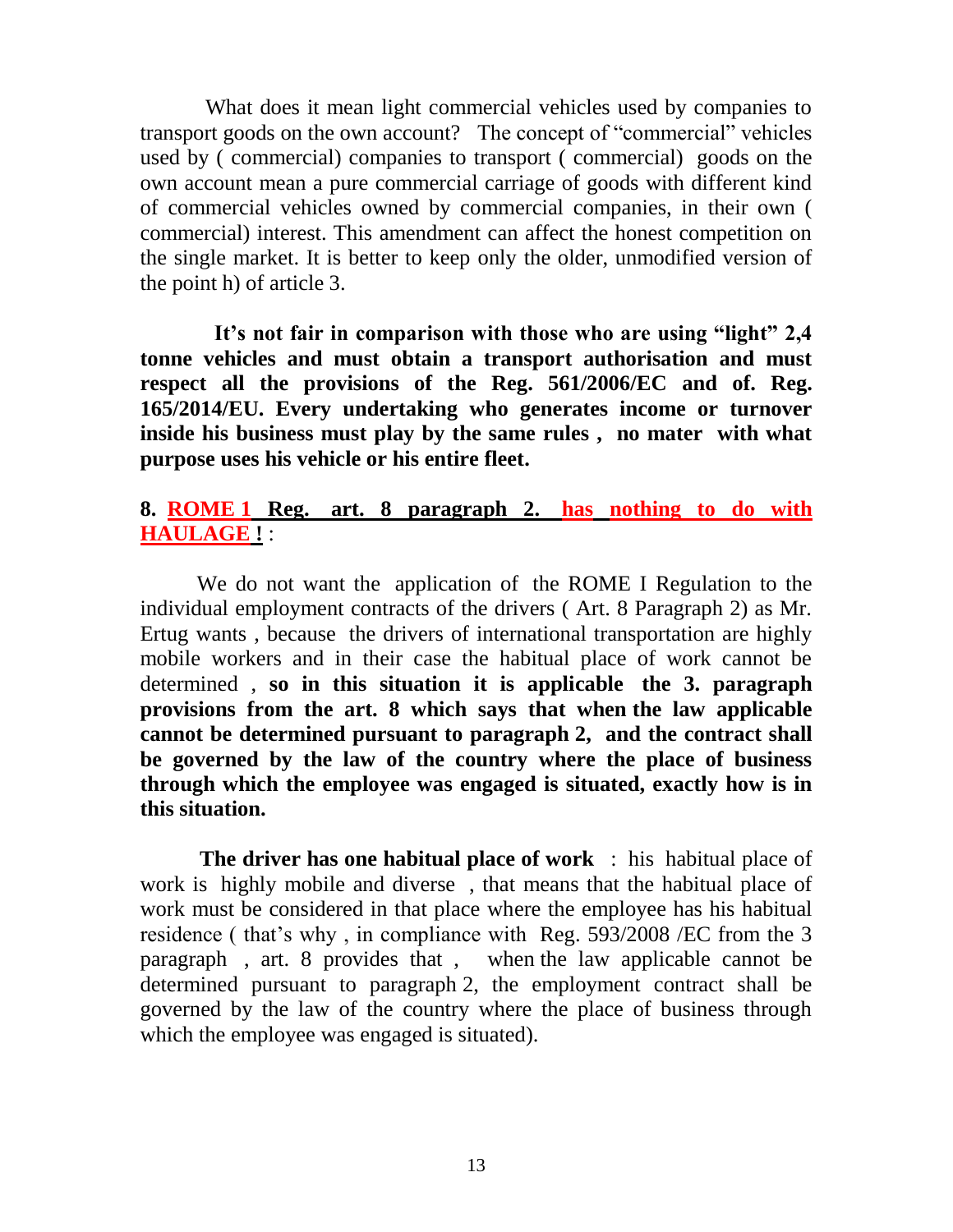What does it mean light commercial vehicles used by companies to transport goods on the own account? The concept of "commercial" vehicles used by ( commercial) companies to transport ( commercial) goods on the own account mean a pure commercial carriage of goods with different kind of commercial vehicles owned by commercial companies, in their own ( commercial) interest. This amendment can affect the honest competition on the single market. It is better to keep only the older, unmodified version of the point h) of article 3.

**It's not fair in comparison with those who are using "light" 2,4 tonne vehicles and must obtain a transport authorisation and must respect all the provisions of the Reg. 561/2006/EC and of. Reg. 165/2014/EU. Every undertaking who generates income or turnover inside his business must play by the same rules , no mater with what purpose uses his vehicle or his entire fleet.**

**8. <u>ROME 1 Reg. art. 8 paragraph 2. has nothing to do with HAULAGE !</u>** :

We do not want the application of the ROME I Regulation to the individual employment contracts of the drivers ( Art. 8 Paragraph 2) as Mr. Ertug wants , because the drivers of international transportation are highly mobile workers and in their case the habitual place of work cannot be determined , **so in this situation it is applicable the 3. paragraph provisions from the art. 8 which says that when the law applicable cannot be determined pursuant to paragraph 2, and the contract shall be governed by the law of the country where the place of business through which the employee was engaged is situated, exactly how is in this situation.**

**The driver has one habitual place of work** : his habitual place of work is highly mobile and diverse , that means that the habitual place of work must be considered in that place where the employee has his habitual residence ( that's why , in compliance with Reg. 593/2008 /EC from the 3 paragraph , art. 8 provides that , when the law applicable cannot be determined pursuant to paragraph 2, the employment contract shall be governed by the law of the country where the place of business through which the employee was engaged is situated).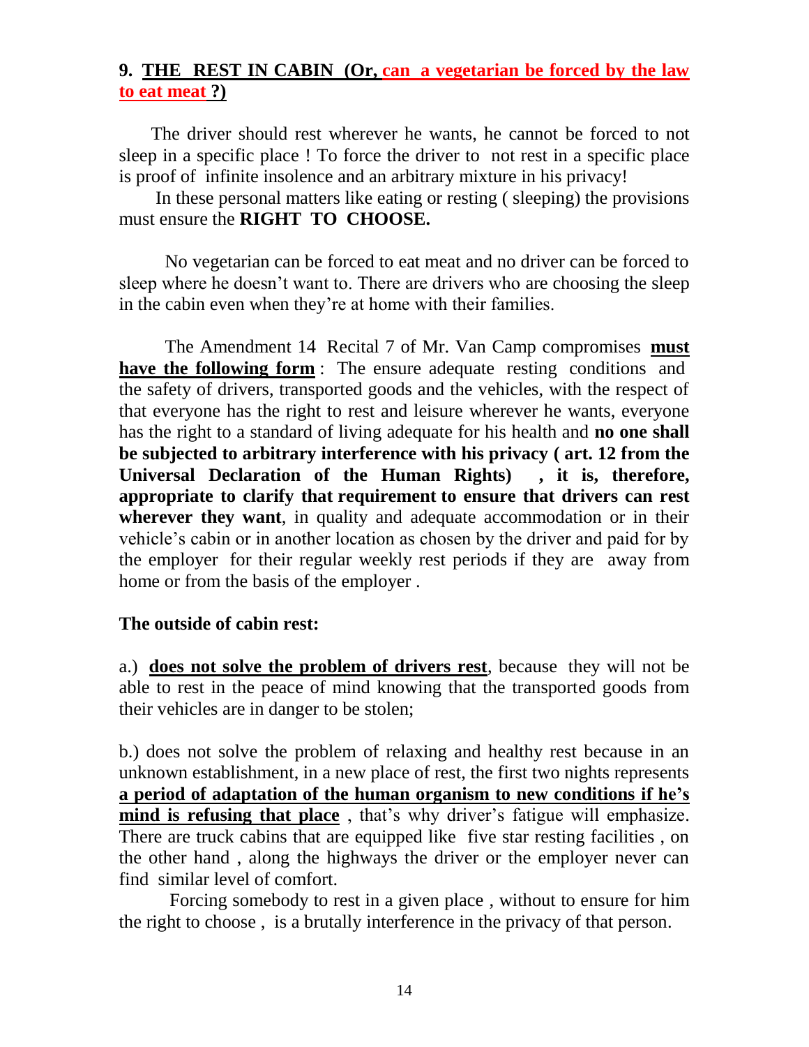## 9. <u>THE REST IN CABIN (Or, can a vegetarian be forced by the law to eat meat ?)</u>

The driver should rest wherever he wants, he cannot be forced to not sleep in a specific place ! To force the driver to not rest in a specific place is proof of infinite insolence and an arbitrary mixture in his privacy!

In these personal matters like eating or resting ( sleeping) the provisions must ensure the **RIGHT TO CHOOSE.**

No vegetarian can be forced to eat meat and no driver can be forced to sleep where he doesn't want to. There are drivers who are choosing the sleep in the cabin even when they're at home with their families.

The Amendment 14 Recital 7 of Mr. Van Camp compromises **<u>must have the following form</u>** : The ensure adequate resting conditions and the safety of drivers, transported goods and the vehicles, with the respect of that everyone has the right to rest and leisure wherever he wants, everyone has the right to a standard of living adequate for his health and **no one shall be subjected to arbitrary interference with his privacy ( art. 12 from the Universal Declaration of the Human Rights) , it is, therefore, appropriate to clarify that requirement to ensure that drivers can rest wherever they want**, in quality and adequate accommodation or in their vehicle's cabin or in another location as chosen by the driver and paid for by the employer for their regular weekly rest periods if they are away from home or from the basis of the employer .

**The outside of cabin rest:**

a.) **<u>does not solve the problem of drivers rest</u>**, because they will not be able to rest in the peace of mind knowing that the transported goods from their vehicles are in danger to be stolen;

b.) does not solve the problem of relaxing and healthy rest because in an unknown establishment, in a new place of rest, the first two nights represents **<u>a period of adaptation of the human organism to new conditions if he's mind is refusing that place</u>** , that's why driver's fatigue will emphasize. There are truck cabins that are equipped like five star resting facilities , on the other hand , along the highways the driver or the employer never can find similar level of comfort.

Forcing somebody to rest in a given place , without to ensure for him the right to choose , is a brutally interference in the privacy of that person.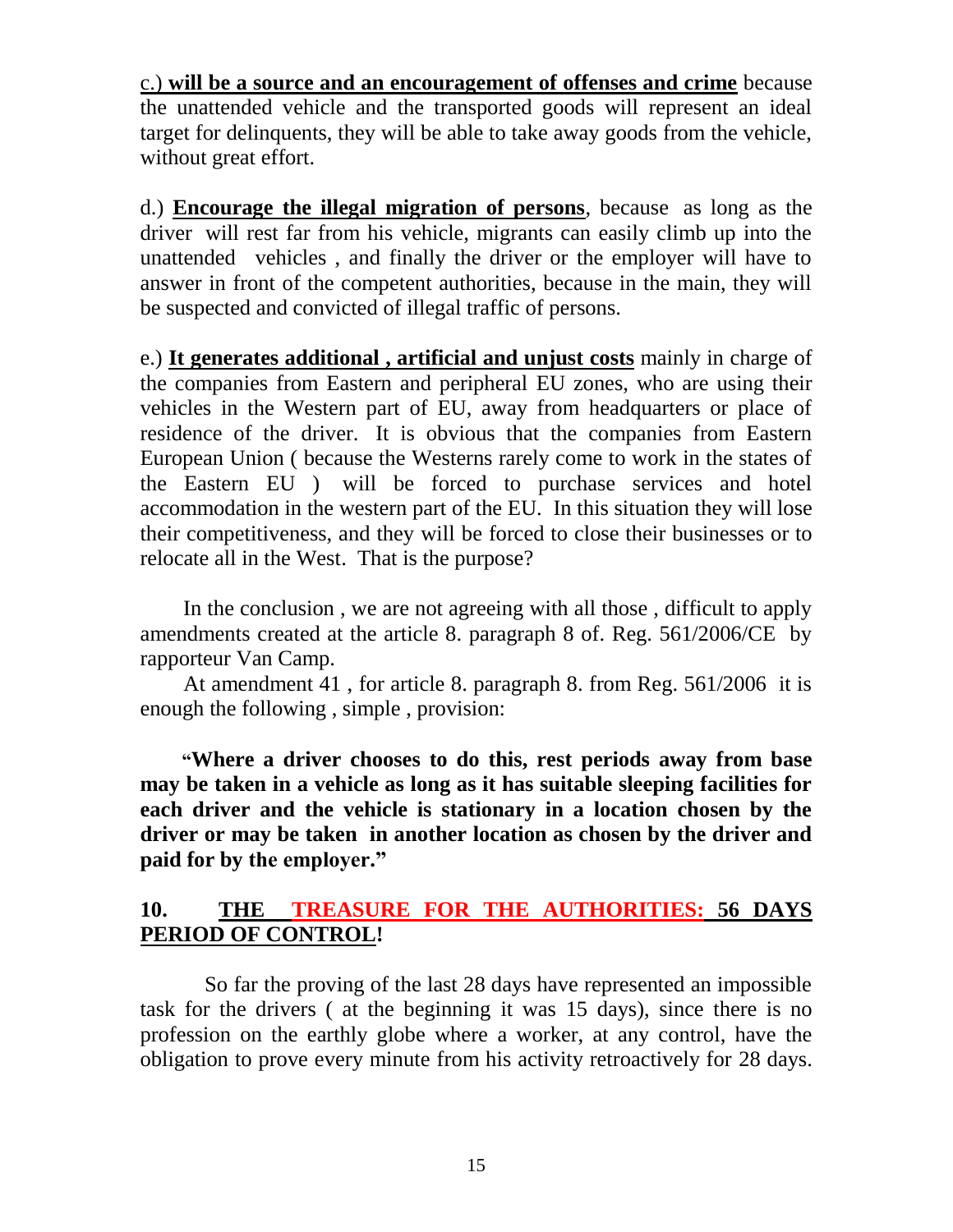c.) **will be a source and an encouragement of offenses and crime** because the unattended vehicle and the transported goods will represent an ideal target for delinquents, they will be able to take away goods from the vehicle, without great effort.

d.) **Encourage the illegal migration of persons**, because as long as the driver will rest far from his vehicle, migrants can easily climb up into the unattended vehicles , and finally the driver or the employer will have to answer in front of the competent authorities, because in the main, they will be suspected and convicted of illegal traffic of persons.

e.) **It generates additional , artificial and unjust costs** mainly in charge of the companies from Eastern and peripheral EU zones, who are using their vehicles in the Western part of EU, away from headquarters or place of residence of the driver. It is obvious that the companies from Eastern European Union ( because the Westerns rarely come to work in the states of the Eastern EU ) will be forced to purchase services and hotel accommodation in the western part of the EU. In this situation they will lose their competitiveness, and they will be forced to close their businesses or to relocate all in the West. That is the purpose?

In the conclusion , we are not agreeing with all those , difficult to apply amendments created at the article 8. paragraph 8 of. Reg. 561/2006/CE by rapporteur Van Camp.

At amendment 41 , for article 8. paragraph 8. from Reg. 561/2006 it is enough the following , simple , provision:

**"Where a driver chooses to do this, rest periods away from base may be taken in a vehicle as long as it has suitable sleeping facilities for each driver and the vehicle is stationary in a location chosen by the driver or may be taken in another location as chosen by the driver and paid for by the employer."**

## 10. THE TREASURE FOR THE AUTHORITIES: 56 DAYS PERIOD OF CONTROL!

So far the proving of the last 28 days have represented an impossible task for the drivers ( at the beginning it was 15 days), since there is no profession on the earthly globe where a worker, at any control, have the obligation to prove every minute from his activity retroactively for 28 days.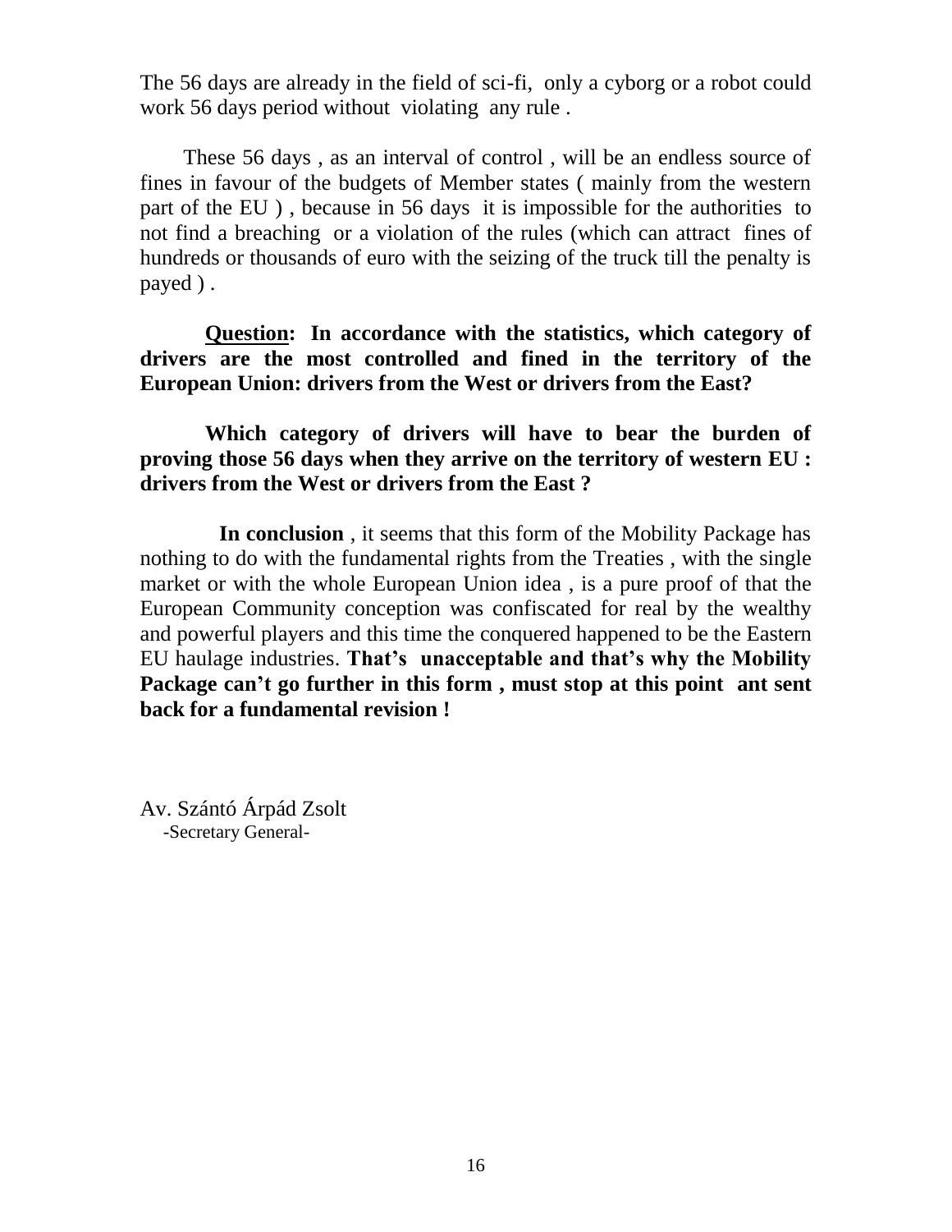The 56 days are already in the field of sci-fi, only a cyborg or a robot could work 56 days period without violating any rule .

These 56 days , as an interval of control , will be an endless source of fines in favour of the budgets of Member states ( mainly from the western part of the EU ) , because in 56 days it is impossible for the authorities to not find a breaching or a violation of the rules (which can attract fines of hundreds or thousands of euro with the seizing of the truck till the penalty is payed ) .

**<u>Question</u>: In accordance with the statistics, which category of drivers are the most controlled and fined in the territory of the European Union: drivers from the West or drivers from the East?**

**Which category of drivers will have to bear the burden of proving those 56 days when they arrive on the territory of western EU : drivers from the West or drivers from the East ?**

**In conclusion** , it seems that this form of the Mobility Package has nothing to do with the fundamental rights from the Treaties , with the single market or with the whole European Union idea , is a pure proof of that the European Community conception was confiscated for real by the wealthy and powerful players and this time the conquered happened to be the Eastern EU haulage industries. **That's unacceptable and that's why the Mobility Package can't go further in this form , must stop at this point ant sent back for a fundamental revision !**

Av. Szántó Árpád Zsolt
-Secretary General-